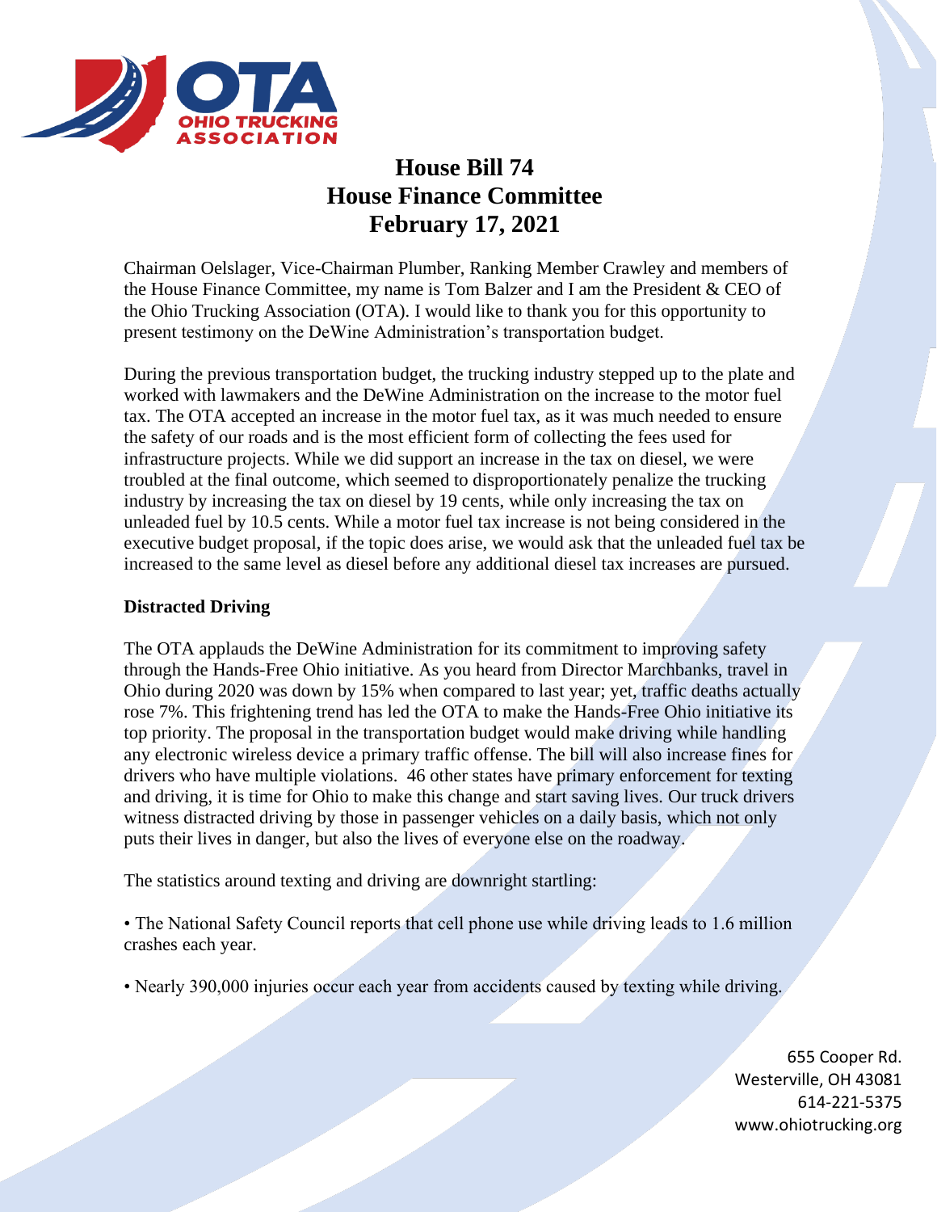# House Bill 74
# House Finance Committee
# February 17, 2021

Chairman Oelslager, Vice-Chairman Plumber, Ranking Member Crawley and members of the House Finance Committee, my name is Tom Balzer and I am the President & CEO of the Ohio Trucking Association (OTA). I would like to thank you for this opportunity to present testimony on the DeWine Administration's transportation budget.

During the previous transportation budget, the trucking industry stepped up to the plate and worked with lawmakers and the DeWine Administration on the increase to the motor fuel tax. The OTA accepted an increase in the motor fuel tax, as it was much needed to ensure the safety of our roads and is the most efficient form of collecting the fees used for infrastructure projects. While we did support an increase in the tax on diesel, we were troubled at the final outcome, which seemed to disproportionately penalize the trucking industry by increasing the tax on diesel by 19 cents, while only increasing the tax on unleaded fuel by 10.5 cents. While a motor fuel tax increase is not being considered in the executive budget proposal, if the topic does arise, we would ask that the unleaded fuel tax be increased to the same level as diesel before any additional diesel tax increases are pursued.

**Distracted Driving**

The OTA applauds the DeWine Administration for its commitment to improving safety through the Hands-Free Ohio initiative. As you heard from Director Marchbanks, travel in Ohio during 2020 was down by 15% when compared to last year; yet, traffic deaths actually rose 7%. This frightening trend has led the OTA to make the Hands-Free Ohio initiative its top priority. The proposal in the transportation budget would make driving while handling any electronic wireless device a primary traffic offense. The bill will also increase fines for drivers who have multiple violations. 46 other states have primary enforcement for texting and driving, it is time for Ohio to make this change and start saving lives. Our truck drivers witness distracted driving by those in passenger vehicles on a daily basis, which not only puts their lives in danger, but also the lives of everyone else on the roadway.

The statistics around texting and driving are downright startling:

- The National Safety Council reports that cell phone use while driving leads to 1.6 million crashes each year.
- Nearly 390,000 injuries occur each year from accidents caused by texting while driving.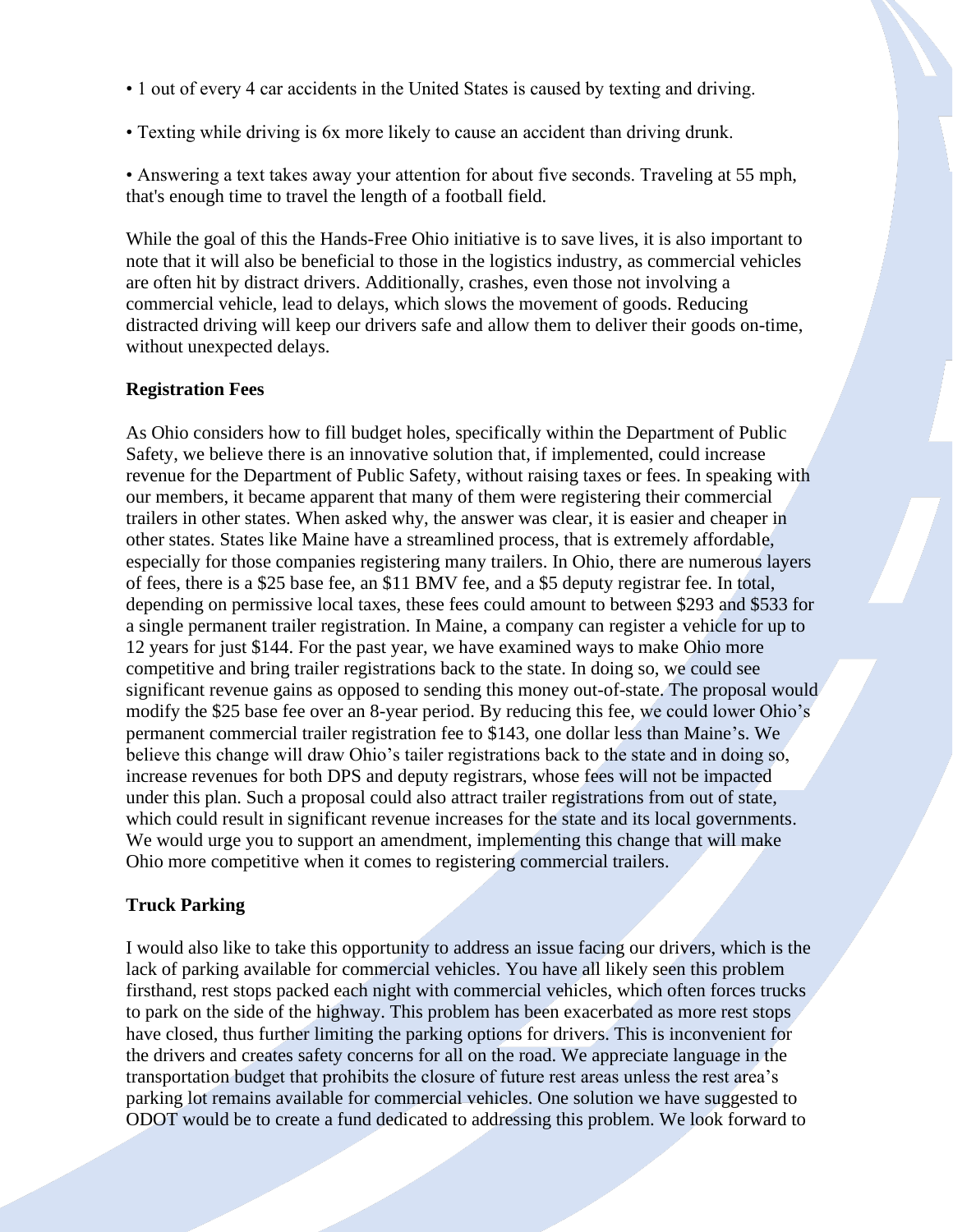- 1 out of every 4 car accidents in the United States is caused by texting and driving.
- Texting while driving is 6x more likely to cause an accident than driving drunk.
- Answering a text takes away your attention for about five seconds. Traveling at 55 mph, that's enough time to travel the length of a football field.

While the goal of this the Hands-Free Ohio initiative is to save lives, it is also important to note that it will also be beneficial to those in the logistics industry, as commercial vehicles are often hit by distract drivers. Additionally, crashes, even those not involving a commercial vehicle, lead to delays, which slows the movement of goods. Reducing distracted driving will keep our drivers safe and allow them to deliver their goods on-time, without unexpected delays.

**Registration Fees**

As Ohio considers how to fill budget holes, specifically within the Department of Public Safety, we believe there is an innovative solution that, if implemented, could increase revenue for the Department of Public Safety, without raising taxes or fees. In speaking with our members, it became apparent that many of them were registering their commercial trailers in other states. When asked why, the answer was clear, it is easier and cheaper in other states. States like Maine have a streamlined process, that is extremely affordable, especially for those companies registering many trailers. In Ohio, there are numerous layers of fees, there is a $25 base fee, an $11 BMV fee, and a $5 deputy registrar fee. In total, depending on permissive local taxes, these fees could amount to between $293 and $533 for a single permanent trailer registration. In Maine, a company can register a vehicle for up to 12 years for just $144. For the past year, we have examined ways to make Ohio more competitive and bring trailer registrations back to the state. In doing so, we could see significant revenue gains as opposed to sending this money out-of-state. The proposal would modify the $25 base fee over an 8-year period. By reducing this fee, we could lower Ohio's permanent commercial trailer registration fee to $143, one dollar less than Maine's. We believe this change will draw Ohio's tailer registrations back to the state and in doing so, increase revenues for both DPS and deputy registrars, whose fees will not be impacted under this plan. Such a proposal could also attract trailer registrations from out of state, which could result in significant revenue increases for the state and its local governments. We would urge you to support an amendment, implementing this change that will make Ohio more competitive when it comes to registering commercial trailers.

**Truck Parking**

I would also like to take this opportunity to address an issue facing our drivers, which is the lack of parking available for commercial vehicles. You have all likely seen this problem firsthand, rest stops packed each night with commercial vehicles, which often forces trucks to park on the side of the highway. This problem has been exacerbated as more rest stops have closed, thus further limiting the parking options for drivers. This is inconvenient for the drivers and creates safety concerns for all on the road. We appreciate language in the transportation budget that prohibits the closure of future rest areas unless the rest area's parking lot remains available for commercial vehicles. One solution we have suggested to ODOT would be to create a fund dedicated to addressing this problem. We look forward to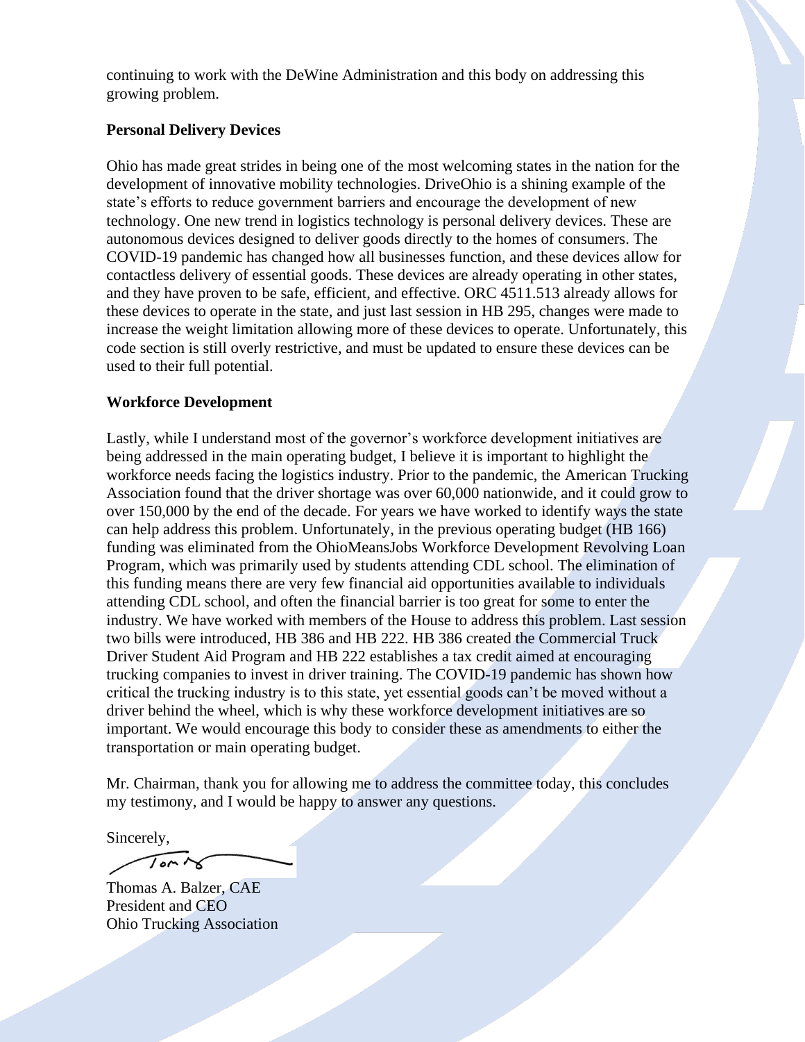continuing to work with the DeWine Administration and this body on addressing this growing problem.

**Personal Delivery Devices**

Ohio has made great strides in being one of the most welcoming states in the nation for the development of innovative mobility technologies. DriveOhio is a shining example of the state's efforts to reduce government barriers and encourage the development of new technology. One new trend in logistics technology is personal delivery devices. These are autonomous devices designed to deliver goods directly to the homes of consumers. The COVID-19 pandemic has changed how all businesses function, and these devices allow for contactless delivery of essential goods. These devices are already operating in other states, and they have proven to be safe, efficient, and effective. ORC 4511.513 already allows for these devices to operate in the state, and just last session in HB 295, changes were made to increase the weight limitation allowing more of these devices to operate. Unfortunately, this code section is still overly restrictive, and must be updated to ensure these devices can be used to their full potential.

**Workforce Development**

Lastly, while I understand most of the governor's workforce development initiatives are being addressed in the main operating budget, I believe it is important to highlight the workforce needs facing the logistics industry. Prior to the pandemic, the American Trucking Association found that the driver shortage was over 60,000 nationwide, and it could grow to over 150,000 by the end of the decade. For years we have worked to identify ways the state can help address this problem. Unfortunately, in the previous operating budget (HB 166) funding was eliminated from the OhioMeansJobs Workforce Development Revolving Loan Program, which was primarily used by students attending CDL school. The elimination of this funding means there are very few financial aid opportunities available to individuals attending CDL school, and often the financial barrier is too great for some to enter the industry. We have worked with members of the House to address this problem. Last session two bills were introduced, HB 386 and HB 222. HB 386 created the Commercial Truck Driver Student Aid Program and HB 222 establishes a tax credit aimed at encouraging trucking companies to invest in driver training. The COVID-19 pandemic has shown how critical the trucking industry is to this state, yet essential goods can't be moved without a driver behind the wheel, which is why these workforce development initiatives are so important. We would encourage this body to consider these as amendments to either the transportation or main operating budget.

Mr. Chairman, thank you for allowing me to address the committee today, this concludes my testimony, and I would be happy to answer any questions.

Sincerely,

Thomas A. Balzer, CAE
President and CEO
Ohio Trucking Association